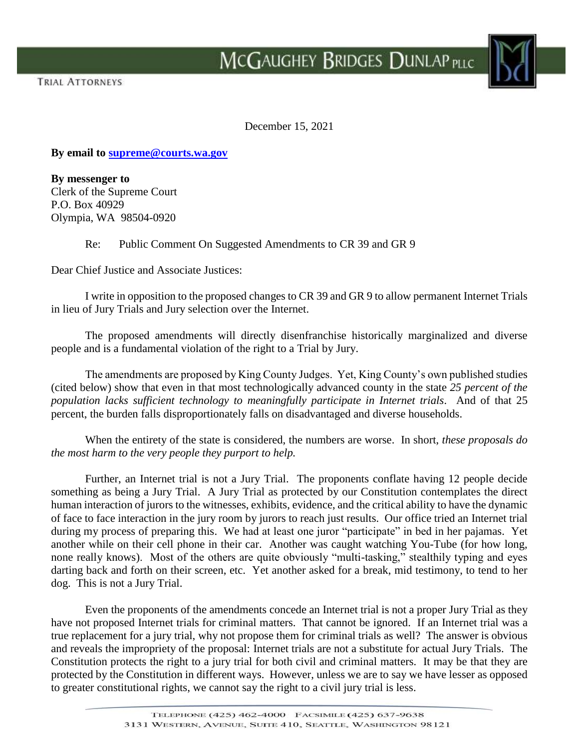MCGAUGHEY BRIDGES DUNLAP PLLC

TRIAL ATTORNEYS

December 15, 2021

**By email to [supreme@courts.wa.gov](mailto:supreme@courts.wa.gov)**

**By messenger to**
Clerk of the Supreme Court
P.O. Box 40929
Olympia, WA 98504-0920

Re: Public Comment On Suggested Amendments to CR 39 and GR 9

Dear Chief Justice and Associate Justices:

I write in opposition to the proposed changes to CR 39 and GR 9 to allow permanent Internet Trials in lieu of Jury Trials and Jury selection over the Internet.

The proposed amendments will directly disenfranchise historically marginalized and diverse people and is a fundamental violation of the right to a Trial by Jury.

The amendments are proposed by King County Judges. Yet, King County's own published studies (cited below) show that even in that most technologically advanced county in the state *25 percent of the population lacks sufficient technology to meaningfully participate in Internet trials*. And of that 25 percent, the burden falls disproportionately falls on disadvantaged and diverse households.

When the entirety of the state is considered, the numbers are worse. In short, *these proposals do the most harm to the very people they purport to help.*

Further, an Internet trial is not a Jury Trial. The proponents conflate having 12 people decide something as being a Jury Trial. A Jury Trial as protected by our Constitution contemplates the direct human interaction of jurors to the witnesses, exhibits, evidence, and the critical ability to have the dynamic of face to face interaction in the jury room by jurors to reach just results. Our office tried an Internet trial during my process of preparing this. We had at least one juror "participate" in bed in her pajamas. Yet another while on their cell phone in their car. Another was caught watching You-Tube (for how long, none really knows). Most of the others are quite obviously "multi-tasking," stealthily typing and eyes darting back and forth on their screen, etc. Yet another asked for a break, mid testimony, to tend to her dog. This is not a Jury Trial.

Even the proponents of the amendments concede an Internet trial is not a proper Jury Trial as they have not proposed Internet trials for criminal matters. That cannot be ignored. If an Internet trial was a true replacement for a jury trial, why not propose them for criminal trials as well? The answer is obvious and reveals the impropriety of the proposal: Internet trials are not a substitute for actual Jury Trials. The Constitution protects the right to a jury trial for both civil and criminal matters. It may be that they are protected by the Constitution in different ways. However, unless we are to say we have lesser as opposed to greater constitutional rights, we cannot say the right to a civil jury trial is less.

TELEPHONE (425) 462-4000 FACSIMILE (425) 637-9638
3131 WESTERN, AVENUE, SUITE 410, SEATTLE, WASHINGTON 98121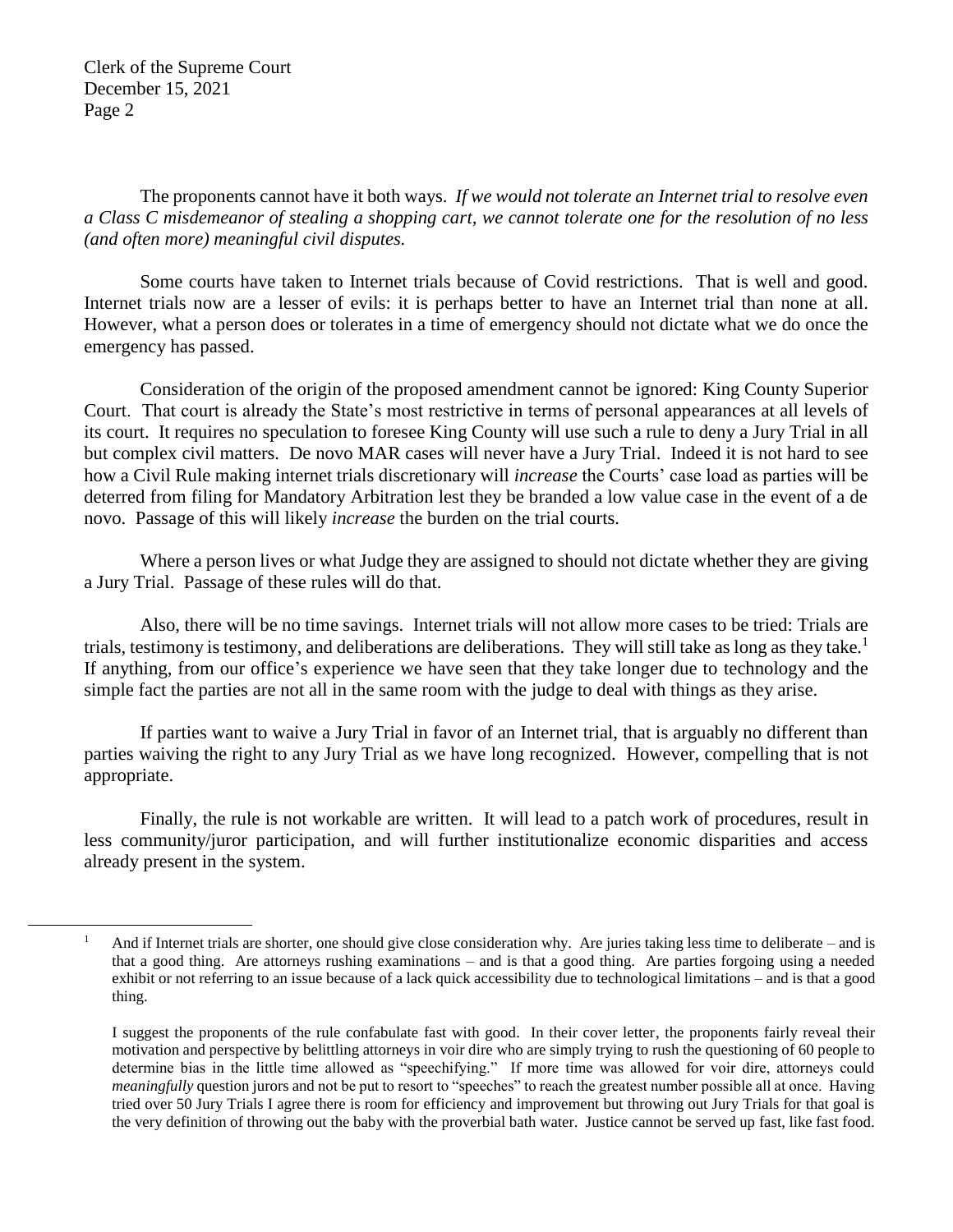The proponents cannot have it both ways. *If we would not tolerate an Internet trial to resolve even a Class C misdemeanor of stealing a shopping cart, we cannot tolerate one for the resolution of no less (and often more) meaningful civil disputes.*

Some courts have taken to Internet trials because of Covid restrictions. That is well and good. Internet trials now are a lesser of evils: it is perhaps better to have an Internet trial than none at all. However, what a person does or tolerates in a time of emergency should not dictate what we do once the emergency has passed.

Consideration of the origin of the proposed amendment cannot be ignored: King County Superior Court. That court is already the State's most restrictive in terms of personal appearances at all levels of its court. It requires no speculation to foresee King County will use such a rule to deny a Jury Trial in all but complex civil matters. De novo MAR cases will never have a Jury Trial. Indeed it is not hard to see how a Civil Rule making internet trials discretionary will *increase* the Courts' case load as parties will be deterred from filing for Mandatory Arbitration lest they be branded a low value case in the event of a de novo. Passage of this will likely *increase* the burden on the trial courts.

Where a person lives or what Judge they are assigned to should not dictate whether they are giving a Jury Trial. Passage of these rules will do that.

Also, there will be no time savings. Internet trials will not allow more cases to be tried: Trials are trials, testimony is testimony, and deliberations are deliberations. They will still take as long as they take.[1] If anything, from our office's experience we have seen that they take longer due to technology and the simple fact the parties are not all in the same room with the judge to deal with things as they arise.

If parties want to waive a Jury Trial in favor of an Internet trial, that is arguably no different than parties waiving the right to any Jury Trial as we have long recognized. However, compelling that is not appropriate.

Finally, the rule is not workable are written. It will lead to a patch work of procedures, result in less community/juror participation, and will further institutionalize economic disparities and access already present in the system.

---

[1] And if Internet trials are shorter, one should give close consideration why. Are juries taking less time to deliberate – and is that a good thing. Are attorneys rushing examinations – and is that a good thing. Are parties forgoing using a needed exhibit or not referring to an issue because of a lack quick accessibility due to technological limitations – and is that a good thing.

I suggest the proponents of the rule confabulate fast with good. In their cover letter, the proponents fairly reveal their motivation and perspective by belittling attorneys in voir dire who are simply trying to rush the questioning of 60 people to determine bias in the little time allowed as "speechifying." If more time was allowed for voir dire, attorneys could *meaningfully* question jurors and not be put to resort to "speeches" to reach the greatest number possible all at once. Having tried over 50 Jury Trials I agree there is room for efficiency and improvement but throwing out Jury Trials for that goal is the very definition of throwing out the baby with the proverbial bath water. Justice cannot be served up fast, like fast food.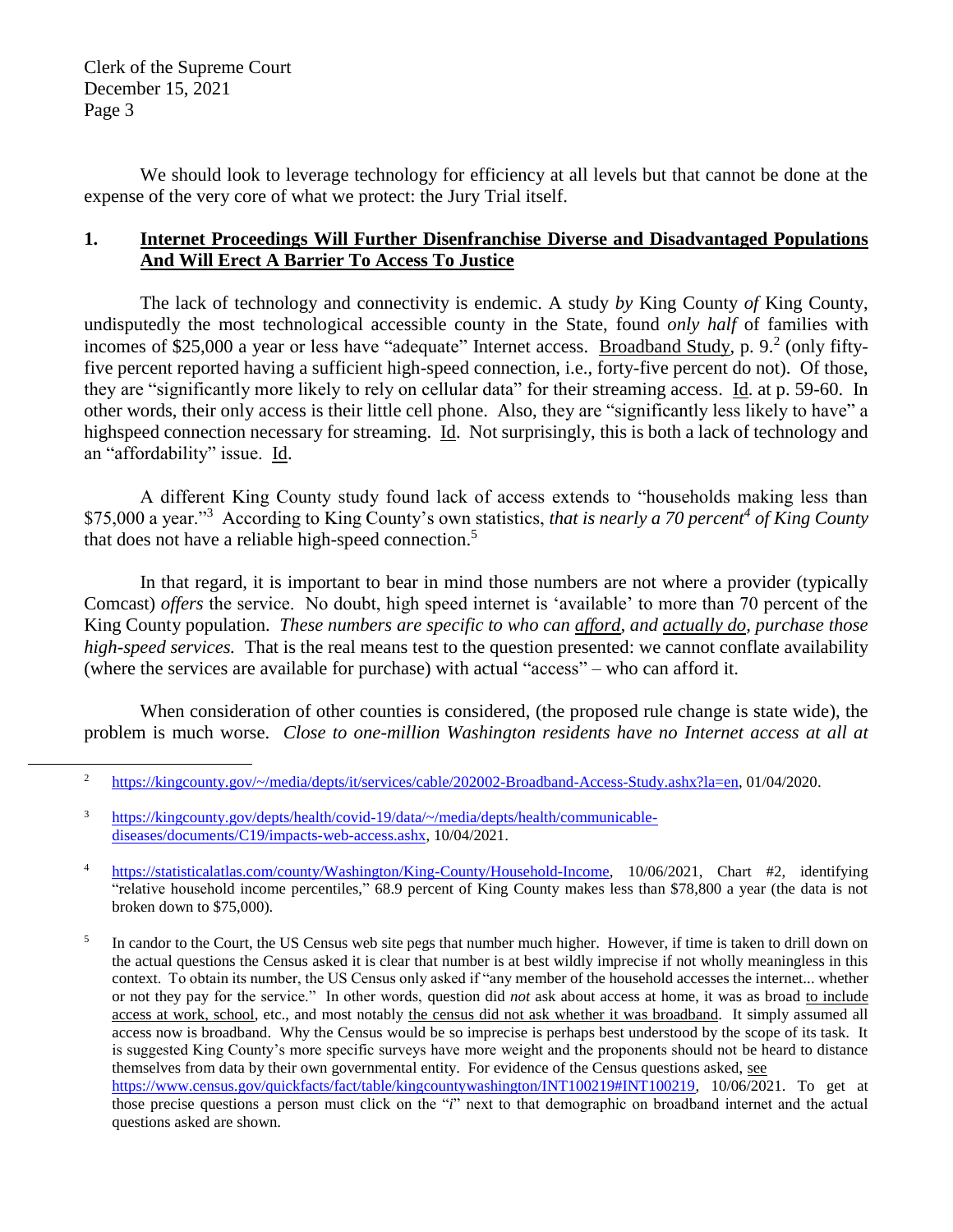We should look to leverage technology for efficiency at all levels but that cannot be done at the expense of the very core of what we protect: the Jury Trial itself.

## 1. **Internet Proceedings Will Further Disenfranchise Diverse and Disadvantaged Populations And Will Erect A Barrier To Access To Justice**

The lack of technology and connectivity is endemic. A study *by* King County *of* King County, undisputedly the most technological accessible county in the State, found *only half* of families with incomes of $25,000 a year or less have "adequate" Internet access. Broadband Study, p. 9.[2] (only fifty-five percent reported having a sufficient high-speed connection, i.e., forty-five percent do not). Of those, they are "significantly more likely to rely on cellular data" for their streaming access. Id. at p. 59-60. In other words, their only access is their little cell phone. Also, they are "significantly less likely to have" a highspeed connection necessary for streaming. Id. Not surprisingly, this is both a lack of technology and an "affordability" issue. Id.

A different King County study found lack of access extends to "households making less than $75,000 a year."[3] According to King County's own statistics, *that is nearly a 70 percent[4] of King County* that does not have a reliable high-speed connection.[5]

In that regard, it is important to bear in mind those numbers are not where a provider (typically Comcast) *offers* the service. No doubt, high speed internet is 'available' to more than 70 percent of the King County population. *These numbers are specific to who can afford, and actually do, purchase those high-speed services.* That is the real means test to the question presented: we cannot conflate availability (where the services are available for purchase) with actual "access" – who can afford it.

When consideration of other counties is considered, (the proposed rule change is state wide), the problem is much worse. *Close to one-million Washington residents have no Internet access at all at*

---

[2] https://kingcounty.gov/~/media/depts/it/services/cable/202002-Broadband-Access-Study.ashx?la=en, 01/04/2020.

[3] https://kingcounty.gov/depts/health/covid-19/data/~/media/depts/health/communicable-diseases/documents/C19/impacts-web-access.ashx, 10/04/2021.

[4] https://statisticalatlas.com/county/Washington/King-County/Household-Income, 10/06/2021, Chart #2, identifying "relative household income percentiles," 68.9 percent of King County makes less than $78,800 a year (the data is not broken down to $75,000).

[5] In candor to the Court, the US Census web site pegs that number much higher. However, if time is taken to drill down on the actual questions the Census asked it is clear that number is at best wildly imprecise if not wholly meaningless in this context. To obtain its number, the US Census only asked if "any member of the household accesses the internet... whether or not they pay for the service." In other words, question did *not* ask about access at home, it was as broad to include access at work, school, etc., and most notably the census did not ask whether it was broadband. It simply assumed all access now is broadband. Why the Census would be so imprecise is perhaps best understood by the scope of its task. It is suggested King County's more specific surveys have more weight and the proponents should not be heard to distance themselves from data by their own governmental entity. For evidence of the Census questions asked, see https://www.census.gov/quickfacts/fact/table/kingcountywashington/INT100219#INT100219, 10/06/2021. To get at those precise questions a person must click on the "*i*" next to that demographic on broadband internet and the actual questions asked are shown.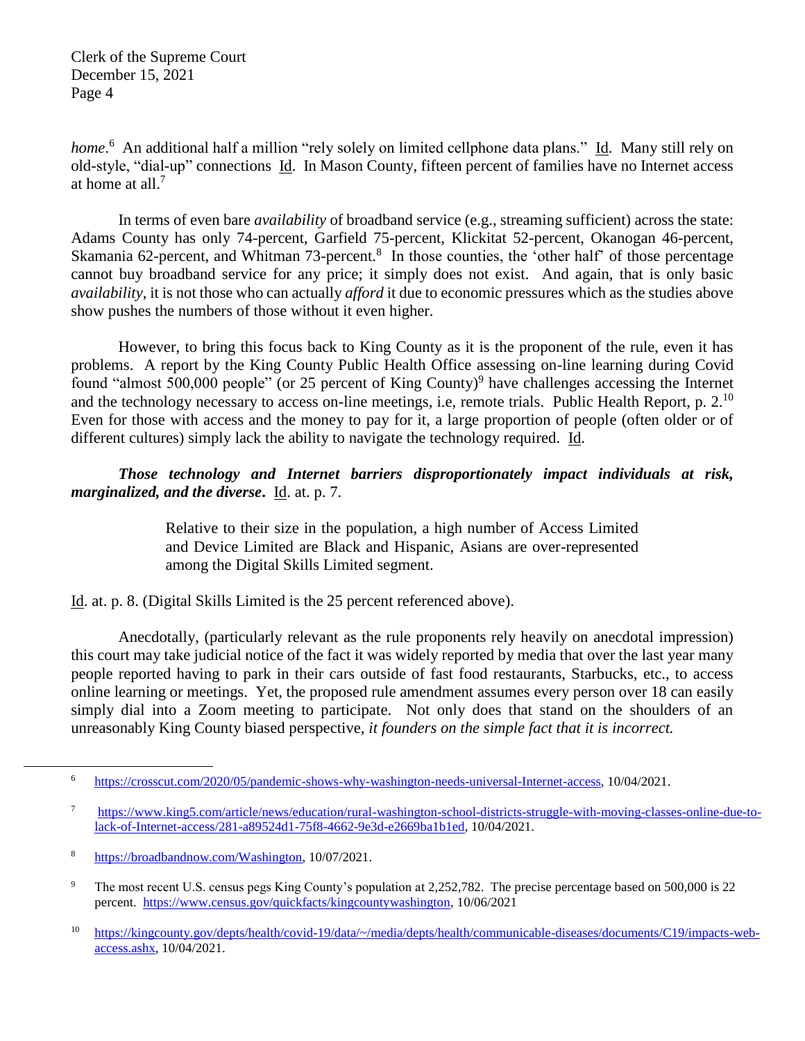*home*.[6] An additional half a million "rely solely on limited cellphone data plans." Id. Many still rely on old-style, "dial-up" connections Id. In Mason County, fifteen percent of families have no Internet access at home at all.[7]

In terms of even bare *availability* of broadband service (e.g., streaming sufficient) across the state: Adams County has only 74-percent, Garfield 75-percent, Klickitat 52-percent, Okanogan 46-percent, Skamania 62-percent, and Whitman 73-percent.[8] In those counties, the 'other half' of those percentage cannot buy broadband service for any price; it simply does not exist. And again, that is only basic *availability*, it is not those who can actually *afford* it due to economic pressures which as the studies above show pushes the numbers of those without it even higher.

However, to bring this focus back to King County as it is the proponent of the rule, even it has problems. A report by the King County Public Health Office assessing on-line learning during Covid found "almost 500,000 people" (or 25 percent of King County)[9] have challenges accessing the Internet and the technology necessary to access on-line meetings, i.e, remote trials. Public Health Report, p. 2.[10] Even for those with access and the money to pay for it, a large proportion of people (often older or of different cultures) simply lack the ability to navigate the technology required. Id.

***Those technology and Internet barriers disproportionately impact individuals at risk, marginalized, and the diverse***. Id. at. p. 7.

> Relative to their size in the population, a high number of Access Limited and Device Limited are Black and Hispanic, Asians are over-represented among the Digital Skills Limited segment.

Id. at. p. 8. (Digital Skills Limited is the 25 percent referenced above).

Anecdotally, (particularly relevant as the rule proponents rely heavily on anecdotal impression) this court may take judicial notice of the fact it was widely reported by media that over the last year many people reported having to park in their cars outside of fast food restaurants, Starbucks, etc., to access online learning or meetings. Yet, the proposed rule amendment assumes every person over 18 can easily simply dial into a Zoom meeting to participate. Not only does that stand on the shoulders of an unreasonably King County biased perspective, *it founders on the simple fact that it is incorrect.*

---

[6] https://crosscut.com/2020/05/pandemic-shows-why-washington-needs-universal-Internet-access, 10/04/2021.

[7] https://www.king5.com/article/news/education/rural-washington-school-districts-struggle-with-moving-classes-online-due-to-lack-of-Internet-access/281-a89524d1-75f8-4662-9e3d-e2669ba1b1ed, 10/04/2021.

[8] https://broadbandnow.com/Washington, 10/07/2021.

[9] The most recent U.S. census pegs King County's population at 2,252,782. The precise percentage based on 500,000 is 22 percent. https://www.census.gov/quickfacts/kingcountywashington, 10/06/2021

[10] https://kingcounty.gov/depts/health/covid-19/data/~/media/depts/health/communicable-diseases/documents/C19/impacts-web-access.ashx, 10/04/2021.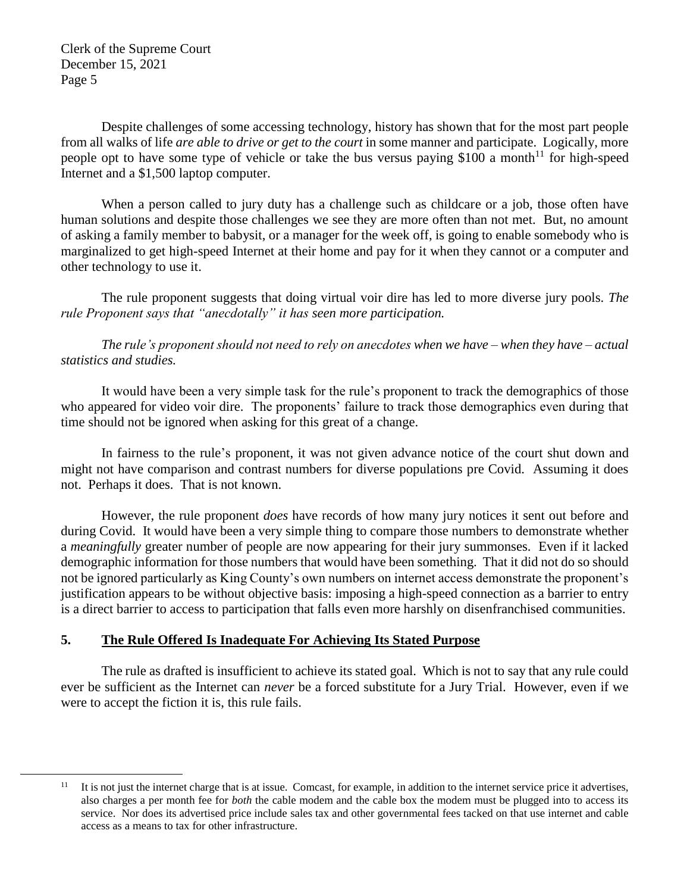Despite challenges of some accessing technology, history has shown that for the most part people from all walks of life *are able to drive or get to the court* in some manner and participate. Logically, more people opt to have some type of vehicle or take the bus versus paying $100 a month[11] for high-speed Internet and a $1,500 laptop computer.

When a person called to jury duty has a challenge such as childcare or a job, those often have human solutions and despite those challenges we see they are more often than not met. But, no amount of asking a family member to babysit, or a manager for the week off, is going to enable somebody who is marginalized to get high-speed Internet at their home and pay for it when they cannot or a computer and other technology to use it.

The rule proponent suggests that doing virtual voir dire has led to more diverse jury pools. *The rule Proponent says that "anecdotally" it has seen more participation.*

*The rule's proponent should not need to rely on anecdotes when we have – when they have – actual statistics and studies.*

It would have been a very simple task for the rule's proponent to track the demographics of those who appeared for video voir dire. The proponents' failure to track those demographics even during that time should not be ignored when asking for this great of a change.

In fairness to the rule's proponent, it was not given advance notice of the court shut down and might not have comparison and contrast numbers for diverse populations pre Covid. Assuming it does not. Perhaps it does. That is not known.

However, the rule proponent *does* have records of how many jury notices it sent out before and during Covid. It would have been a very simple thing to compare those numbers to demonstrate whether a *meaningfully* greater number of people are now appearing for their jury summonses. Even if it lacked demographic information for those numbers that would have been something. That it did not do so should not be ignored particularly as King County's own numbers on internet access demonstrate the proponent's justification appears to be without objective basis: imposing a high-speed connection as a barrier to entry is a direct barrier to access to participation that falls even more harshly on disenfranchised communities.

## 5. <u>The Rule Offered Is Inadequate For Achieving Its Stated Purpose</u>

The rule as drafted is insufficient to achieve its stated goal. Which is not to say that any rule could ever be sufficient as the Internet can *never* be a forced substitute for a Jury Trial. However, even if we were to accept the fiction it is, this rule fails.

---

[11] It is not just the internet charge that is at issue. Comcast, for example, in addition to the internet service price it advertises, also charges a per month fee for *both* the cable modem and the cable box the modem must be plugged into to access its service. Nor does its advertised price include sales tax and other governmental fees tacked on that use internet and cable access as a means to tax for other infrastructure.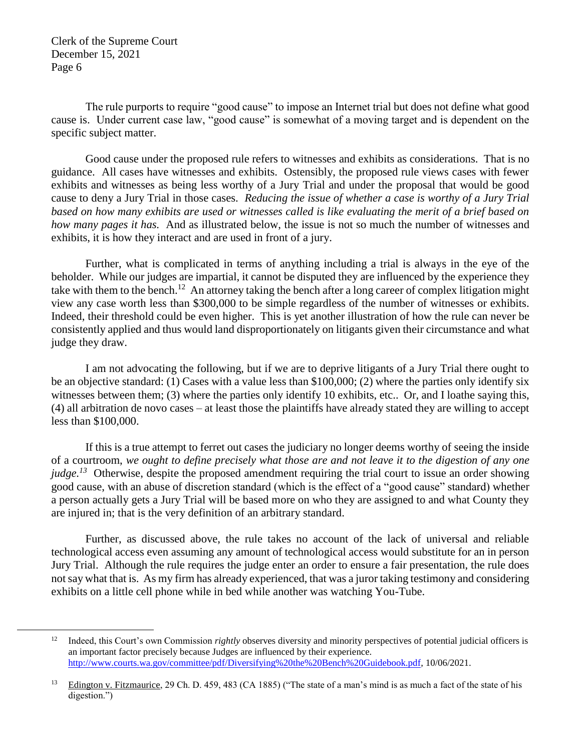The rule purports to require "good cause" to impose an Internet trial but does not define what good cause is. Under current case law, "good cause" is somewhat of a moving target and is dependent on the specific subject matter.

Good cause under the proposed rule refers to witnesses and exhibits as considerations. That is no guidance. All cases have witnesses and exhibits. Ostensibly, the proposed rule views cases with fewer exhibits and witnesses as being less worthy of a Jury Trial and under the proposal that would be good cause to deny a Jury Trial in those cases. *Reducing the issue of whether a case is worthy of a Jury Trial based on how many exhibits are used or witnesses called is like evaluating the merit of a brief based on how many pages it has.* And as illustrated below, the issue is not so much the number of witnesses and exhibits, it is how they interact and are used in front of a jury.

Further, what is complicated in terms of anything including a trial is always in the eye of the beholder. While our judges are impartial, it cannot be disputed they are influenced by the experience they take with them to the bench.[12] An attorney taking the bench after a long career of complex litigation might view any case worth less than $300,000 to be simple regardless of the number of witnesses or exhibits. Indeed, their threshold could be even higher. This is yet another illustration of how the rule can never be consistently applied and thus would land disproportionately on litigants given their circumstance and what judge they draw.

I am not advocating the following, but if we are to deprive litigants of a Jury Trial there ought to be an objective standard: (1) Cases with a value less than $100,000; (2) where the parties only identify six witnesses between them; (3) where the parties only identify 10 exhibits, etc.. Or, and I loathe saying this, (4) all arbitration de novo cases – at least those the plaintiffs have already stated they are willing to accept less than $100,000.

If this is a true attempt to ferret out cases the judiciary no longer deems worthy of seeing the inside of a courtroom, *we ought to define precisely what those are and not leave it to the digestion of any one judge.[13]* Otherwise, despite the proposed amendment requiring the trial court to issue an order showing good cause, with an abuse of discretion standard (which is the effect of a "good cause" standard) whether a person actually gets a Jury Trial will be based more on who they are assigned to and what County they are injured in; that is the very definition of an arbitrary standard.

Further, as discussed above, the rule takes no account of the lack of universal and reliable technological access even assuming any amount of technological access would substitute for an in person Jury Trial. Although the rule requires the judge enter an order to ensure a fair presentation, the rule does not say what that is. As my firm has already experienced, that was a juror taking testimony and considering exhibits on a little cell phone while in bed while another was watching You-Tube.

---

[12] Indeed, this Court's own Commission *rightly* observes diversity and minority perspectives of potential judicial officers is an important factor precisely because Judges are influenced by their experience. http://www.courts.wa.gov/committee/pdf/Diversifying%20the%20Bench%20Guidebook.pdf, 10/06/2021.

[13] Edington v. Fitzmaurice, 29 Ch. D. 459, 483 (CA 1885) ("The state of a man's mind is as much a fact of the state of his digestion.")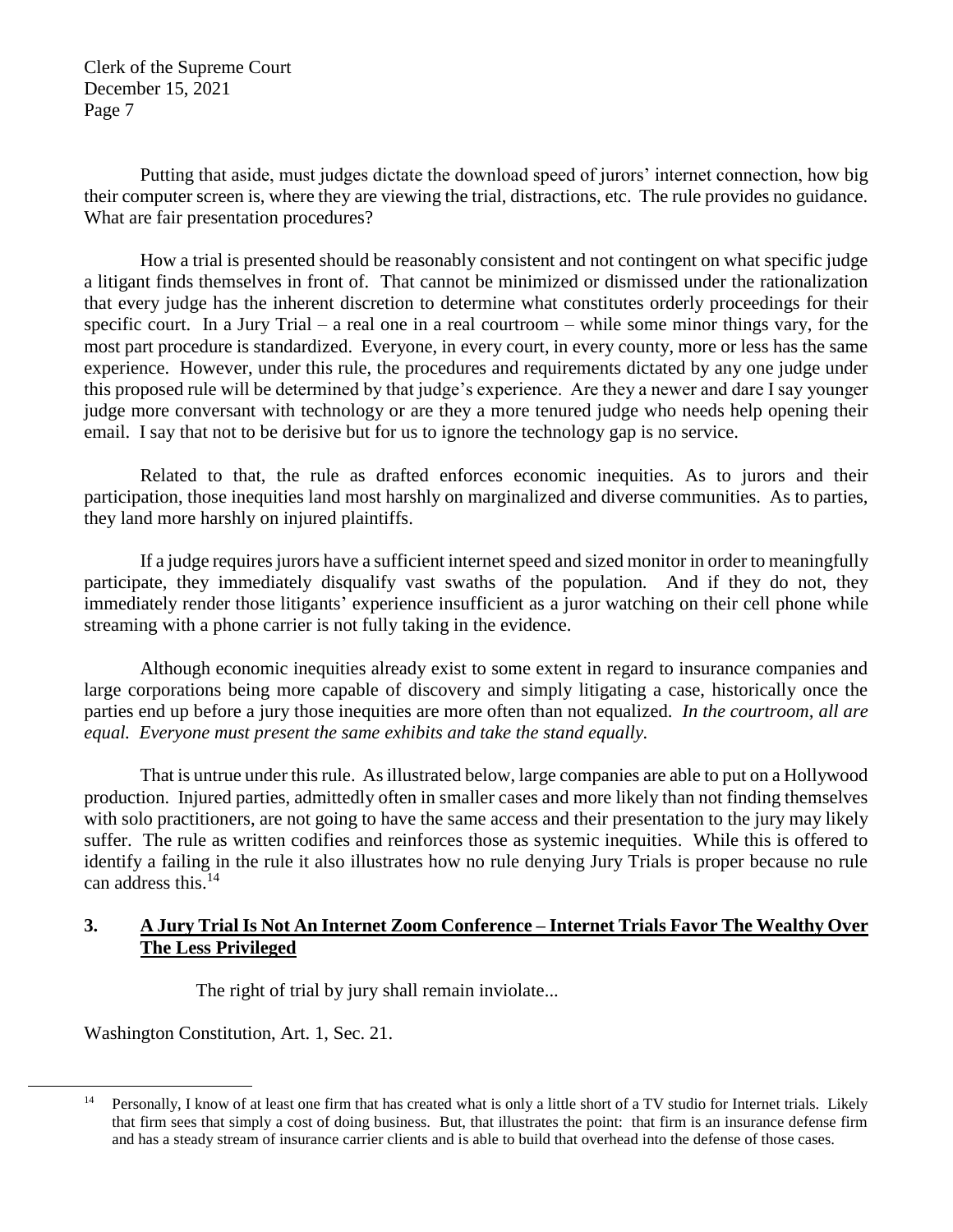Putting that aside, must judges dictate the download speed of jurors' internet connection, how big their computer screen is, where they are viewing the trial, distractions, etc. The rule provides no guidance. What are fair presentation procedures?

How a trial is presented should be reasonably consistent and not contingent on what specific judge a litigant finds themselves in front of. That cannot be minimized or dismissed under the rationalization that every judge has the inherent discretion to determine what constitutes orderly proceedings for their specific court. In a Jury Trial – a real one in a real courtroom – while some minor things vary, for the most part procedure is standardized. Everyone, in every court, in every county, more or less has the same experience. However, under this rule, the procedures and requirements dictated by any one judge under this proposed rule will be determined by that judge's experience. Are they a newer and dare I say younger judge more conversant with technology or are they a more tenured judge who needs help opening their email. I say that not to be derisive but for us to ignore the technology gap is no service.

Related to that, the rule as drafted enforces economic inequities. As to jurors and their participation, those inequities land most harshly on marginalized and diverse communities. As to parties, they land more harshly on injured plaintiffs.

If a judge requires jurors have a sufficient internet speed and sized monitor in order to meaningfully participate, they immediately disqualify vast swaths of the population. And if they do not, they immediately render those litigants' experience insufficient as a juror watching on their cell phone while streaming with a phone carrier is not fully taking in the evidence.

Although economic inequities already exist to some extent in regard to insurance companies and large corporations being more capable of discovery and simply litigating a case, historically once the parties end up before a jury those inequities are more often than not equalized. *In the courtroom, all are equal. Everyone must present the same exhibits and take the stand equally.*

That is untrue under this rule. As illustrated below, large companies are able to put on a Hollywood production. Injured parties, admittedly often in smaller cases and more likely than not finding themselves with solo practitioners, are not going to have the same access and their presentation to the jury may likely suffer. The rule as written codifies and reinforces those as systemic inequities. While this is offered to identify a failing in the rule it also illustrates how no rule denying Jury Trials is proper because no rule can address this.[14]

## 3. A Jury Trial Is Not An Internet Zoom Conference – Internet Trials Favor The Wealthy Over The Less Privileged

> The right of trial by jury shall remain inviolate...

Washington Constitution, Art. 1, Sec. 21.

---

[14] Personally, I know of at least one firm that has created what is only a little short of a TV studio for Internet trials. Likely that firm sees that simply a cost of doing business. But, that illustrates the point: that firm is an insurance defense firm and has a steady stream of insurance carrier clients and is able to build that overhead into the defense of those cases.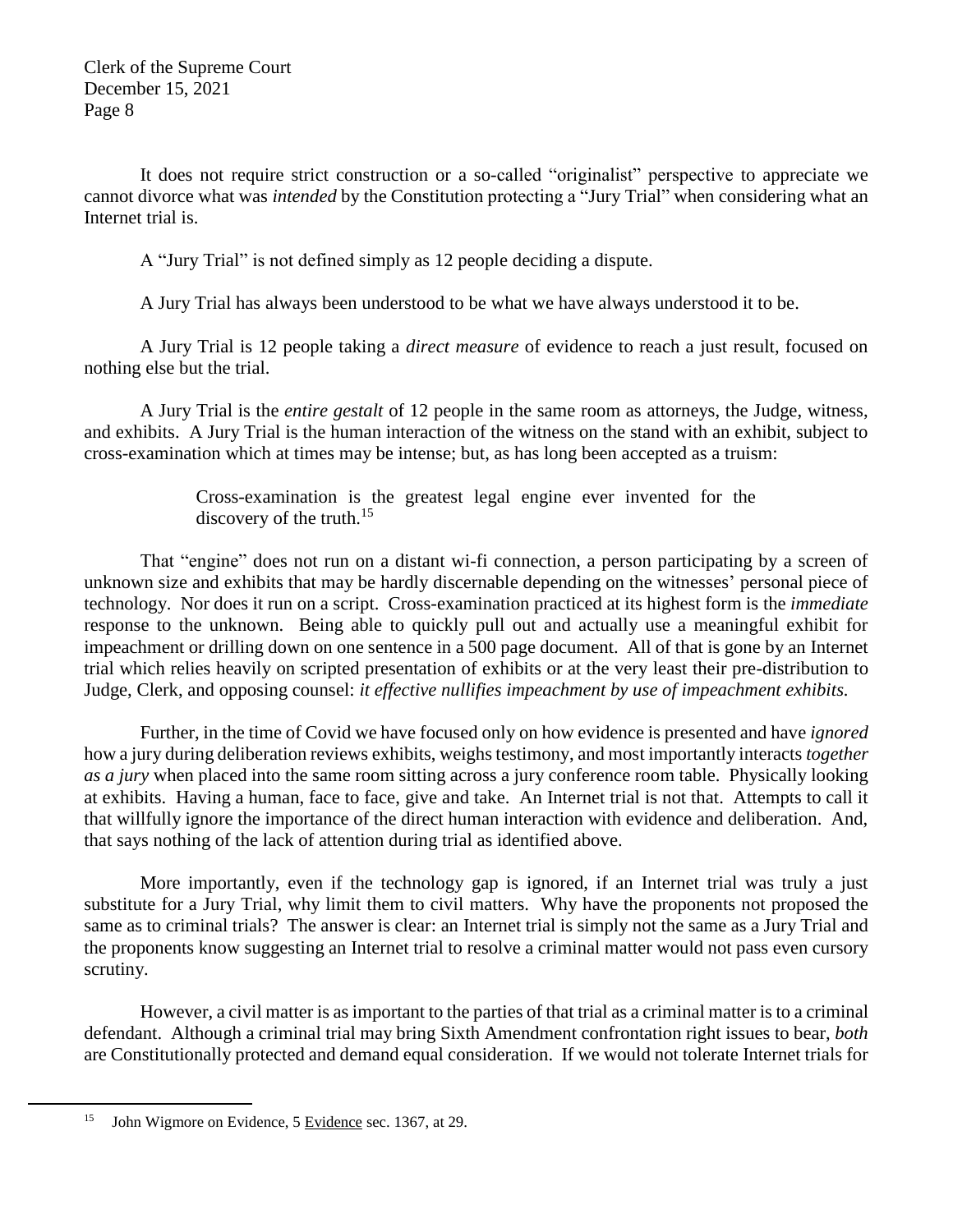It does not require strict construction or a so-called "originalist" perspective to appreciate we cannot divorce what was *intended* by the Constitution protecting a "Jury Trial" when considering what an Internet trial is.

A "Jury Trial" is not defined simply as 12 people deciding a dispute.

A Jury Trial has always been understood to be what we have always understood it to be.

A Jury Trial is 12 people taking a *direct measure* of evidence to reach a just result, focused on nothing else but the trial.

A Jury Trial is the *entire gestalt* of 12 people in the same room as attorneys, the Judge, witness, and exhibits. A Jury Trial is the human interaction of the witness on the stand with an exhibit, subject to cross-examination which at times may be intense; but, as has long been accepted as a truism:

> Cross-examination is the greatest legal engine ever invented for the discovery of the truth.[15]

That "engine" does not run on a distant wi-fi connection, a person participating by a screen of unknown size and exhibits that may be hardly discernable depending on the witnesses' personal piece of technology. Nor does it run on a script. Cross-examination practiced at its highest form is the *immediate* response to the unknown. Being able to quickly pull out and actually use a meaningful exhibit for impeachment or drilling down on one sentence in a 500 page document. All of that is gone by an Internet trial which relies heavily on scripted presentation of exhibits or at the very least their pre-distribution to Judge, Clerk, and opposing counsel: *it effective nullifies impeachment by use of impeachment exhibits.*

Further, in the time of Covid we have focused only on how evidence is presented and have *ignored* how a jury during deliberation reviews exhibits, weighs testimony, and most importantly interacts *together as a jury* when placed into the same room sitting across a jury conference room table. Physically looking at exhibits. Having a human, face to face, give and take. An Internet trial is not that. Attempts to call it that willfully ignore the importance of the direct human interaction with evidence and deliberation. And, that says nothing of the lack of attention during trial as identified above.

More importantly, even if the technology gap is ignored, if an Internet trial was truly a just substitute for a Jury Trial, why limit them to civil matters. Why have the proponents not proposed the same as to criminal trials? The answer is clear: an Internet trial is simply not the same as a Jury Trial and the proponents know suggesting an Internet trial to resolve a criminal matter would not pass even cursory scrutiny.

However, a civil matter is as important to the parties of that trial as a criminal matter is to a criminal defendant. Although a criminal trial may bring Sixth Amendment confrontation right issues to bear, *both* are Constitutionally protected and demand equal consideration. If we would not tolerate Internet trials for

[15] John Wigmore on Evidence, 5 Evidence sec. 1367, at 29.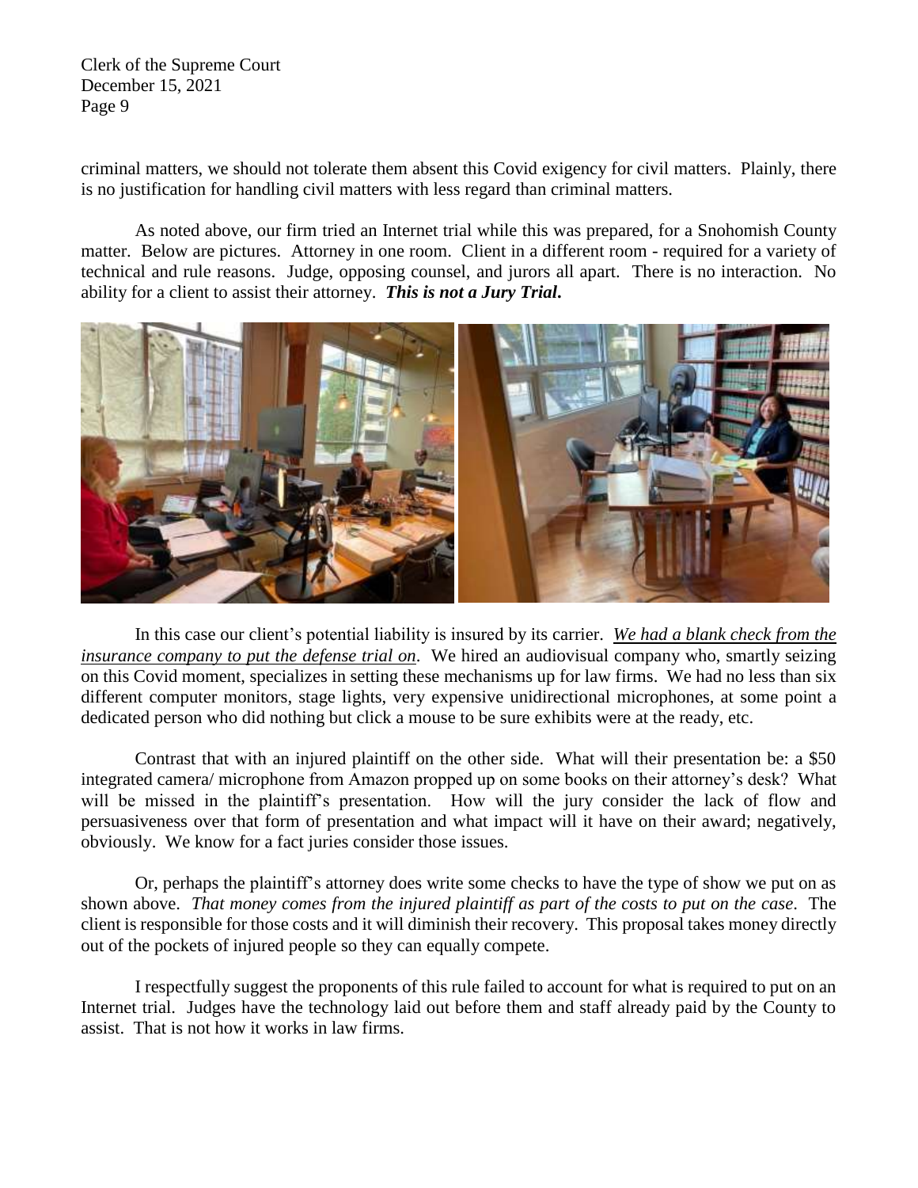criminal matters, we should not tolerate them absent this Covid exigency for civil matters. Plainly, there is no justification for handling civil matters with less regard than criminal matters.

As noted above, our firm tried an Internet trial while this was prepared, for a Snohomish County matter. Below are pictures. Attorney in one room. Client in a different room - required for a variety of technical and rule reasons. Judge, opposing counsel, and jurors all apart. There is no interaction. No ability for a client to assist their attorney. ***This is not a Jury Trial.***

In this case our client's potential liability is insured by its carrier. *We had a blank check from the insurance company to put the defense trial on*. We hired an audiovisual company who, smartly seizing on this Covid moment, specializes in setting these mechanisms up for law firms. We had no less than six different computer monitors, stage lights, very expensive unidirectional microphones, at some point a dedicated person who did nothing but click a mouse to be sure exhibits were at the ready, etc.

Contrast that with an injured plaintiff on the other side. What will their presentation be: a $50 integrated camera/ microphone from Amazon propped up on some books on their attorney's desk? What will be missed in the plaintiff's presentation. How will the jury consider the lack of flow and persuasiveness over that form of presentation and what impact will it have on their award; negatively, obviously. We know for a fact juries consider those issues.

Or, perhaps the plaintiff's attorney does write some checks to have the type of show we put on as shown above. *That money comes from the injured plaintiff as part of the costs to put on the case*. The client is responsible for those costs and it will diminish their recovery. This proposal takes money directly out of the pockets of injured people so they can equally compete.

I respectfully suggest the proponents of this rule failed to account for what is required to put on an Internet trial. Judges have the technology laid out before them and staff already paid by the County to assist. That is not how it works in law firms.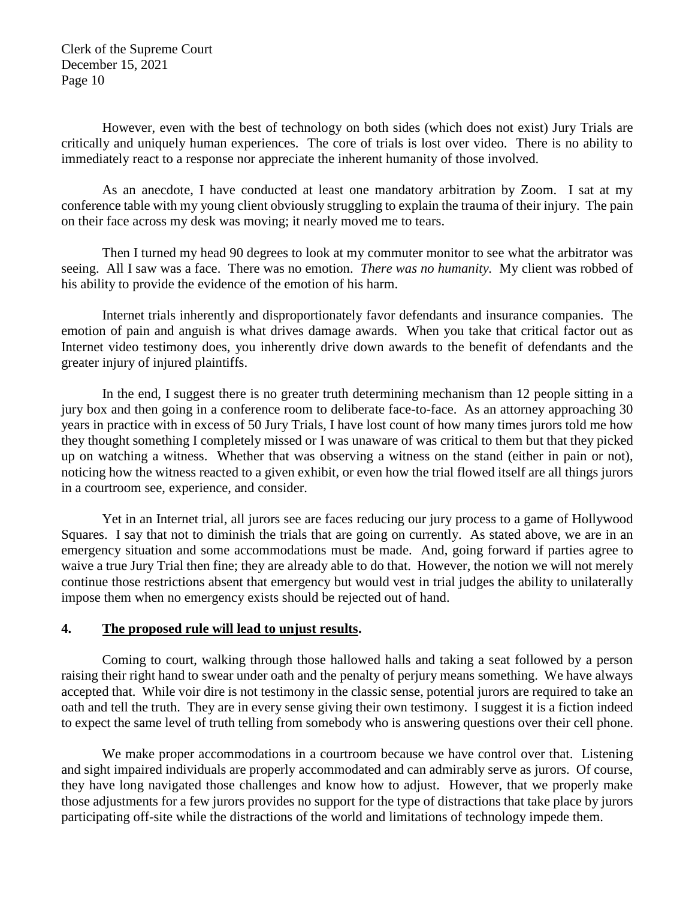However, even with the best of technology on both sides (which does not exist) Jury Trials are critically and uniquely human experiences. The core of trials is lost over video. There is no ability to immediately react to a response nor appreciate the inherent humanity of those involved.

As an anecdote, I have conducted at least one mandatory arbitration by Zoom. I sat at my conference table with my young client obviously struggling to explain the trauma of their injury. The pain on their face across my desk was moving; it nearly moved me to tears.

Then I turned my head 90 degrees to look at my commuter monitor to see what the arbitrator was seeing. All I saw was a face. There was no emotion. *There was no humanity.* My client was robbed of his ability to provide the evidence of the emotion of his harm.

Internet trials inherently and disproportionately favor defendants and insurance companies. The emotion of pain and anguish is what drives damage awards. When you take that critical factor out as Internet video testimony does, you inherently drive down awards to the benefit of defendants and the greater injury of injured plaintiffs.

In the end, I suggest there is no greater truth determining mechanism than 12 people sitting in a jury box and then going in a conference room to deliberate face-to-face. As an attorney approaching 30 years in practice with in excess of 50 Jury Trials, I have lost count of how many times jurors told me how they thought something I completely missed or I was unaware of was critical to them but that they picked up on watching a witness. Whether that was observing a witness on the stand (either in pain or not), noticing how the witness reacted to a given exhibit, or even how the trial flowed itself are all things jurors in a courtroom see, experience, and consider.

Yet in an Internet trial, all jurors see are faces reducing our jury process to a game of Hollywood Squares. I say that not to diminish the trials that are going on currently. As stated above, we are in an emergency situation and some accommodations must be made. And, going forward if parties agree to waive a true Jury Trial then fine; they are already able to do that. However, the notion we will not merely continue those restrictions absent that emergency but would vest in trial judges the ability to unilaterally impose them when no emergency exists should be rejected out of hand.

## 4. **<u>The proposed rule will lead to unjust results</u>.**

Coming to court, walking through those hallowed halls and taking a seat followed by a person raising their right hand to swear under oath and the penalty of perjury means something. We have always accepted that. While voir dire is not testimony in the classic sense, potential jurors are required to take an oath and tell the truth. They are in every sense giving their own testimony. I suggest it is a fiction indeed to expect the same level of truth telling from somebody who is answering questions over their cell phone.

We make proper accommodations in a courtroom because we have control over that. Listening and sight impaired individuals are properly accommodated and can admirably serve as jurors. Of course, they have long navigated those challenges and know how to adjust. However, that we properly make those adjustments for a few jurors provides no support for the type of distractions that take place by jurors participating off-site while the distractions of the world and limitations of technology impede them.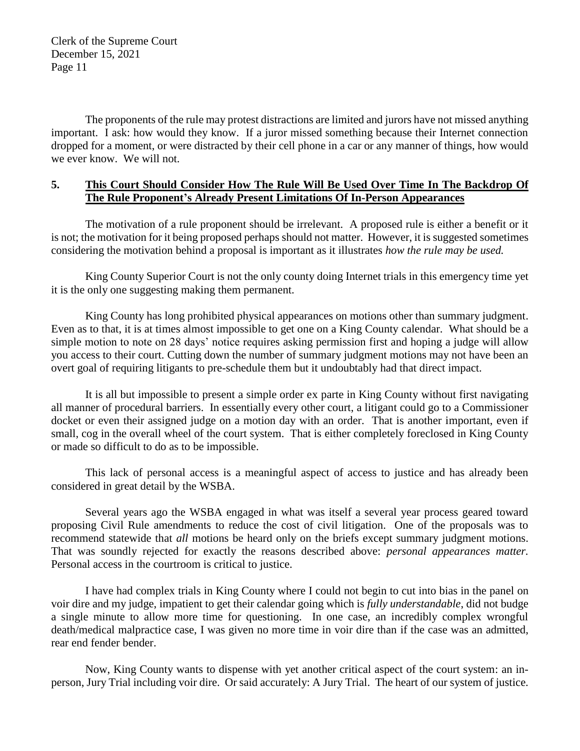The proponents of the rule may protest distractions are limited and jurors have not missed anything important. I ask: how would they know. If a juror missed something because their Internet connection dropped for a moment, or were distracted by their cell phone in a car or any manner of things, how would we ever know. We will not.

## 5. **<u>This Court Should Consider How The Rule Will Be Used Over Time In The Backdrop Of The Rule Proponent's Already Present Limitations Of In-Person Appearances</u>**

The motivation of a rule proponent should be irrelevant. A proposed rule is either a benefit or it is not; the motivation for it being proposed perhaps should not matter. However, it is suggested sometimes considering the motivation behind a proposal is important as it illustrates *how the rule may be used.*

King County Superior Court is not the only county doing Internet trials in this emergency time yet it is the only one suggesting making them permanent.

King County has long prohibited physical appearances on motions other than summary judgment. Even as to that, it is at times almost impossible to get one on a King County calendar. What should be a simple motion to note on 28 days' notice requires asking permission first and hoping a judge will allow you access to their court. Cutting down the number of summary judgment motions may not have been an overt goal of requiring litigants to pre-schedule them but it undoubtably had that direct impact.

It is all but impossible to present a simple order ex parte in King County without first navigating all manner of procedural barriers. In essentially every other court, a litigant could go to a Commissioner docket or even their assigned judge on a motion day with an order. That is another important, even if small, cog in the overall wheel of the court system. That is either completely foreclosed in King County or made so difficult to do as to be impossible.

This lack of personal access is a meaningful aspect of access to justice and has already been considered in great detail by the WSBA.

Several years ago the WSBA engaged in what was itself a several year process geared toward proposing Civil Rule amendments to reduce the cost of civil litigation. One of the proposals was to recommend statewide that *all* motions be heard only on the briefs except summary judgment motions. That was soundly rejected for exactly the reasons described above: *personal appearances matter*. Personal access in the courtroom is critical to justice.

I have had complex trials in King County where I could not begin to cut into bias in the panel on voir dire and my judge, impatient to get their calendar going which is *fully understandable*, did not budge a single minute to allow more time for questioning. In one case, an incredibly complex wrongful death/medical malpractice case, I was given no more time in voir dire than if the case was an admitted, rear end fender bender.

Now, King County wants to dispense with yet another critical aspect of the court system: an in-person, Jury Trial including voir dire. Or said accurately: A Jury Trial. The heart of our system of justice.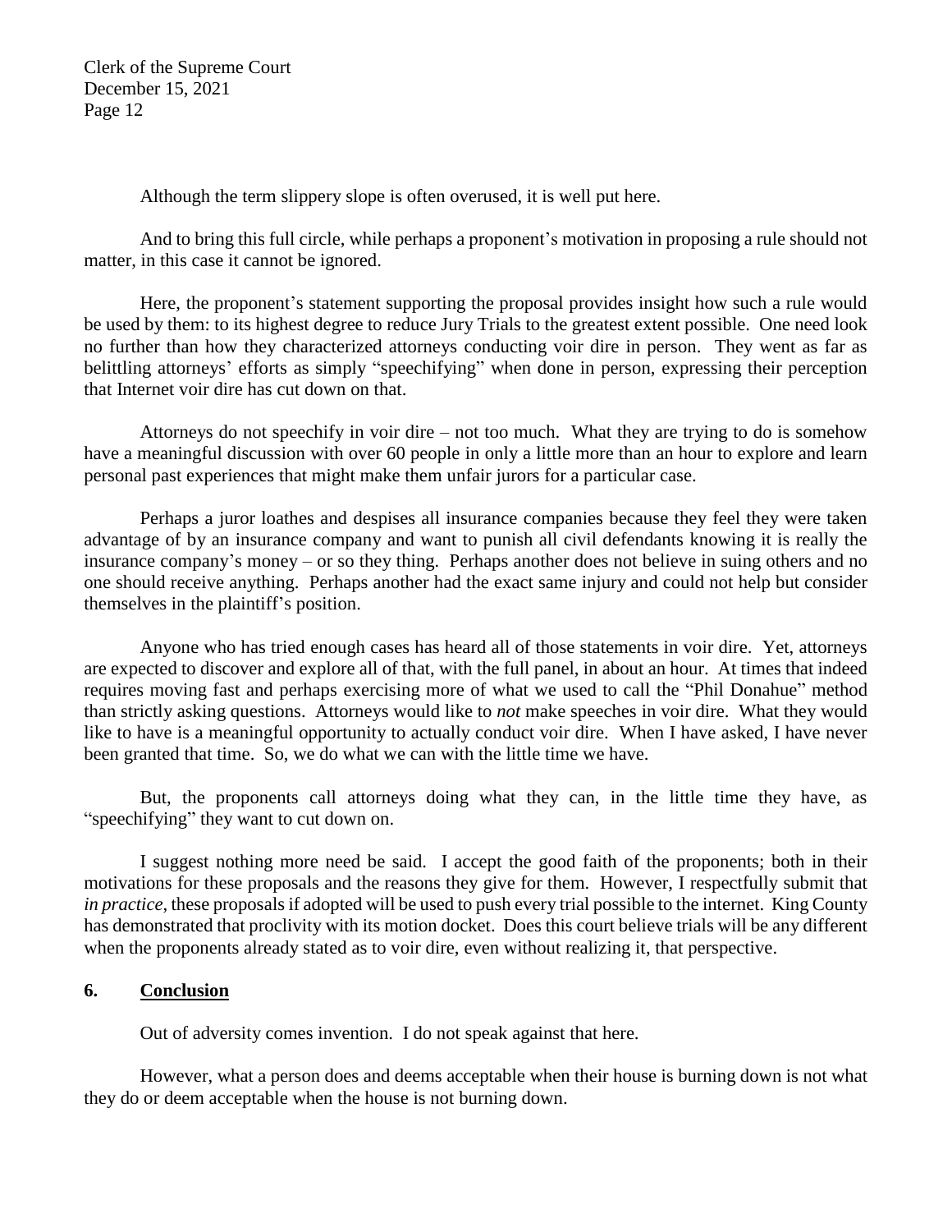Although the term slippery slope is often overused, it is well put here.

And to bring this full circle, while perhaps a proponent's motivation in proposing a rule should not matter, in this case it cannot be ignored.

Here, the proponent's statement supporting the proposal provides insight how such a rule would be used by them: to its highest degree to reduce Jury Trials to the greatest extent possible. One need look no further than how they characterized attorneys conducting voir dire in person. They went as far as belittling attorneys' efforts as simply "speechifying" when done in person, expressing their perception that Internet voir dire has cut down on that.

Attorneys do not speechify in voir dire – not too much. What they are trying to do is somehow have a meaningful discussion with over 60 people in only a little more than an hour to explore and learn personal past experiences that might make them unfair jurors for a particular case.

Perhaps a juror loathes and despises all insurance companies because they feel they were taken advantage of by an insurance company and want to punish all civil defendants knowing it is really the insurance company's money – or so they thing. Perhaps another does not believe in suing others and no one should receive anything. Perhaps another had the exact same injury and could not help but consider themselves in the plaintiff's position.

Anyone who has tried enough cases has heard all of those statements in voir dire. Yet, attorneys are expected to discover and explore all of that, with the full panel, in about an hour. At times that indeed requires moving fast and perhaps exercising more of what we used to call the "Phil Donahue" method than strictly asking questions. Attorneys would like to *not* make speeches in voir dire. What they would like to have is a meaningful opportunity to actually conduct voir dire. When I have asked, I have never been granted that time. So, we do what we can with the little time we have.

But, the proponents call attorneys doing what they can, in the little time they have, as "speechifying" they want to cut down on.

I suggest nothing more need be said. I accept the good faith of the proponents; both in their motivations for these proposals and the reasons they give for them. However, I respectfully submit that *in practice*, these proposals if adopted will be used to push every trial possible to the internet. King County has demonstrated that proclivity with its motion docket. Does this court believe trials will be any different when the proponents already stated as to voir dire, even without realizing it, that perspective.

## 6. Conclusion

Out of adversity comes invention. I do not speak against that here.

However, what a person does and deems acceptable when their house is burning down is not what they do or deem acceptable when the house is not burning down.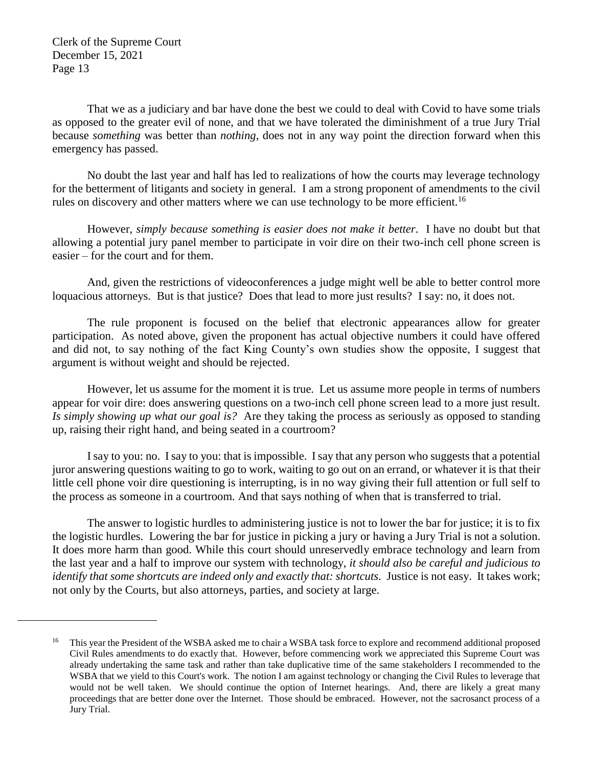That we as a judiciary and bar have done the best we could to deal with Covid to have some trials as opposed to the greater evil of none, and that we have tolerated the diminishment of a true Jury Trial because *something* was better than *nothing*, does not in any way point the direction forward when this emergency has passed.

No doubt the last year and half has led to realizations of how the courts may leverage technology for the betterment of litigants and society in general. I am a strong proponent of amendments to the civil rules on discovery and other matters where we can use technology to be more efficient.[16]

However, *simply because something is easier does not make it better*. I have no doubt but that allowing a potential jury panel member to participate in voir dire on their two-inch cell phone screen is easier – for the court and for them.

And, given the restrictions of videoconferences a judge might well be able to better control more loquacious attorneys. But is that justice? Does that lead to more just results? I say: no, it does not.

The rule proponent is focused on the belief that electronic appearances allow for greater participation. As noted above, given the proponent has actual objective numbers it could have offered and did not, to say nothing of the fact King County's own studies show the opposite, I suggest that argument is without weight and should be rejected.

However, let us assume for the moment it is true. Let us assume more people in terms of numbers appear for voir dire: does answering questions on a two-inch cell phone screen lead to a more just result. *Is simply showing up what our goal is?* Are they taking the process as seriously as opposed to standing up, raising their right hand, and being seated in a courtroom?

I say to you: no. I say to you: that is impossible. I say that any person who suggests that a potential juror answering questions waiting to go to work, waiting to go out on an errand, or whatever it is that their little cell phone voir dire questioning is interrupting, is in no way giving their full attention or full self to the process as someone in a courtroom. And that says nothing of when that is transferred to trial.

The answer to logistic hurdles to administering justice is not to lower the bar for justice; it is to fix the logistic hurdles. Lowering the bar for justice in picking a jury or having a Jury Trial is not a solution. It does more harm than good. While this court should unreservedly embrace technology and learn from the last year and a half to improve our system with technology, *it should also be careful and judicious to identify that some shortcuts are indeed only and exactly that: shortcuts.* Justice is not easy. It takes work; not only by the Courts, but also attorneys, parties, and society at large.

---

[16] This year the President of the WSBA asked me to chair a WSBA task force to explore and recommend additional proposed Civil Rules amendments to do exactly that. However, before commencing work we appreciated this Supreme Court was already undertaking the same task and rather than take duplicative time of the same stakeholders I recommended to the WSBA that we yield to this Court's work. The notion I am against technology or changing the Civil Rules to leverage that would not be well taken. We should continue the option of Internet hearings. And, there are likely a great many proceedings that are better done over the Internet. Those should be embraced. However, not the sacrosanct process of a Jury Trial.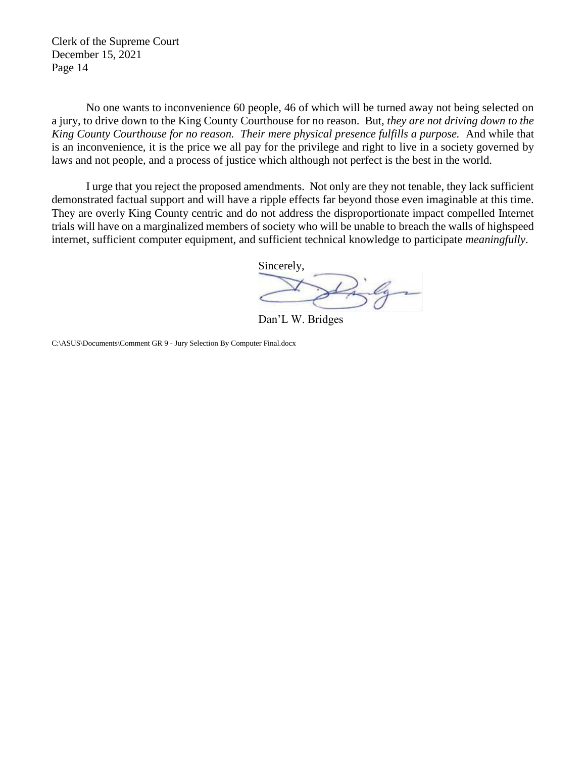No one wants to inconvenience 60 people, 46 of which will be turned away not being selected on a jury, to drive down to the King County Courthouse for no reason. But, *they are not driving down to the King County Courthouse for no reason. Their mere physical presence fulfills a purpose.* And while that is an inconvenience, it is the price we all pay for the privilege and right to live in a society governed by laws and not people, and a process of justice which although not perfect is the best in the world.

I urge that you reject the proposed amendments. Not only are they not tenable, they lack sufficient demonstrated factual support and will have a ripple effects far beyond those even imaginable at this time. They are overly King County centric and do not address the disproportionate impact compelled Internet trials will have on a marginalized members of society who will be unable to breach the walls of highspeed internet, sufficient computer equipment, and sufficient technical knowledge to participate *meaningfully*.

Sincerely,

Dan'L W. Bridges

C:\ASUS\Documents\Comment GR 9 - Jury Selection By Computer Final.docx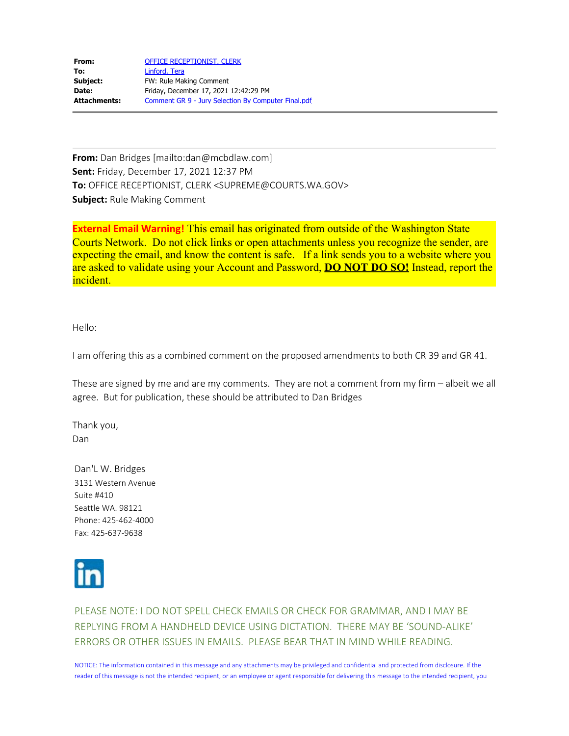| | |
|---|---|
| **From:** | OFFICE RECEPTIONIST, CLERK |
| **To:** | Linford, Tera |
| **Subject:** | FW: Rule Making Comment |
| **Date:** | Friday, December 17, 2021 12:42:29 PM |
| **Attachments:** | Comment GR 9 - Jury Selection By Computer Final.pdf |

---

**From:** Dan Bridges [mailto:dan@mcbdlaw.com]
**Sent:** Friday, December 17, 2021 12:37 PM
**To:** OFFICE RECEPTIONIST, CLERK <SUPREME@COURTS.WA.GOV>
**Subject:** Rule Making Comment

**External Email Warning!** This email has originated from outside of the Washington State Courts Network. Do not click links or open attachments unless you recognize the sender, are expecting the email, and know the content is safe. If a link sends you to a website where you are asked to validate using your Account and Password, **DO NOT DO SO!** Instead, report the incident.

Hello:

I am offering this as a combined comment on the proposed amendments to both CR 39 and GR 41.

These are signed by me and are my comments. They are not a comment from my firm – albeit we all agree. But for publication, these should be attributed to Dan Bridges

Thank you,
Dan

Dan'L W. Bridges
3131 Western Avenue
Suite #410
Seattle WA. 98121
Phone: 425-462-4000
Fax: 425-637-9638

PLEASE NOTE: I DO NOT SPELL CHECK EMAILS OR CHECK FOR GRAMMAR, AND I MAY BE REPLYING FROM A HANDHELD DEVICE USING DICTATION. THERE MAY BE 'SOUND-ALIKE' ERRORS OR OTHER ISSUES IN EMAILS. PLEASE BEAR THAT IN MIND WHILE READING.

NOTICE: The information contained in this message and any attachments may be privileged and confidential and protected from disclosure. If the reader of this message is not the intended recipient, or an employee or agent responsible for delivering this message to the intended recipient, you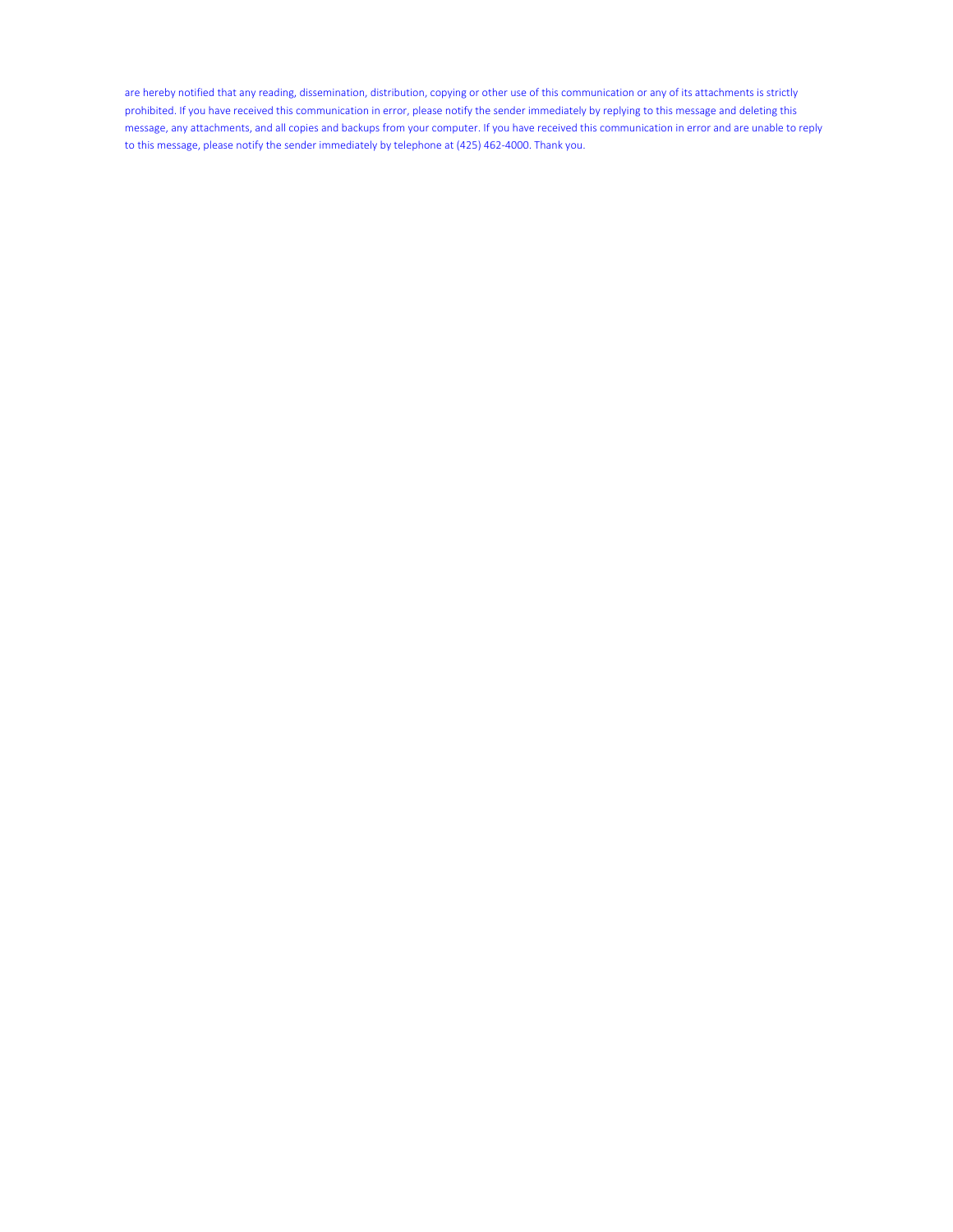are hereby notified that any reading, dissemination, distribution, copying or other use of this communication or any of its attachments is strictly prohibited. If you have received this communication in error, please notify the sender immediately by replying to this message and deleting this message, any attachments, and all copies and backups from your computer. If you have received this communication in error and are unable to reply to this message, please notify the sender immediately by telephone at (425) 462-4000. Thank you.